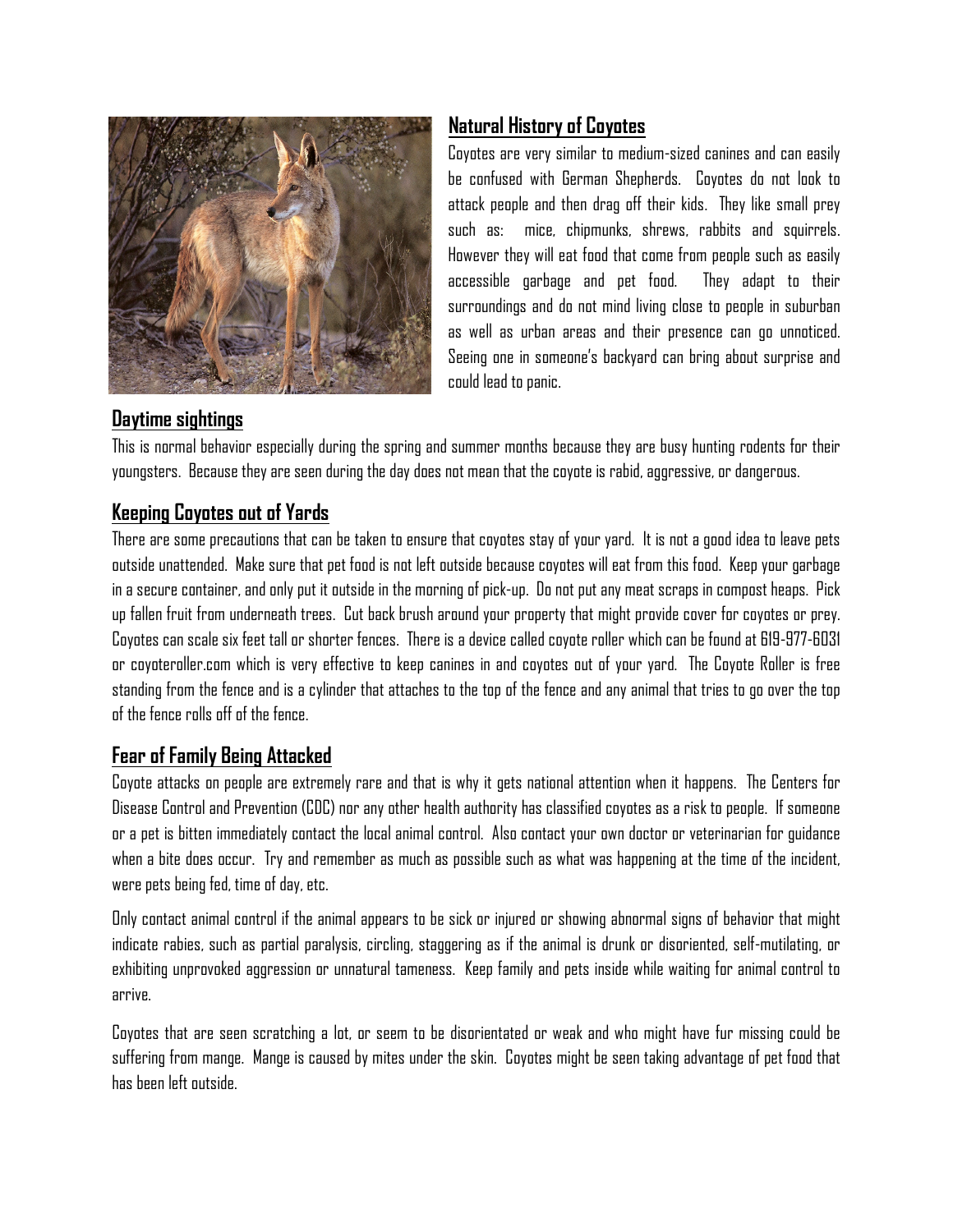## Natural History of Coyotes

Coyotes are very similar to medium-sized canines and can easily be confused with German Shepherds. Coyotes do not look to attack people and then drag off their kids. They like small prey such as: mice, chipmunks, shrews, rabbits and squirrels. However they will eat food that come from people such as easily accessible garbage and pet food. They adapt to their surroundings and do not mind living close to people in suburban as well as urban areas and their presence can go unnoticed. Seeing one in someone's backyard can bring about surprise and could lead to panic.

## Daytime sightings

This is normal behavior especially during the spring and summer months because they are busy hunting rodents for their youngsters. Because they are seen during the day does not mean that the coyote is rabid, aggressive, or dangerous.

## Keeping Coyotes out of Yards

There are some precautions that can be taken to ensure that coyotes stay of your yard. It is not a good idea to leave pets outside unattended. Make sure that pet food is not left outside because coyotes will eat from this food. Keep your garbage in a secure container, and only put it outside in the morning of pick-up. Do not put any meat scraps in compost heaps. Pick up fallen fruit from underneath trees. Cut back brush around your property that might provide cover for coyotes or prey. Coyotes can scale six feet tall or shorter fences. There is a device called coyote roller which can be found at 619-977-6031 or coyoteroller.com which is very effective to keep canines in and coyotes out of your yard. The Coyote Roller is free standing from the fence and is a cylinder that attaches to the top of the fence and any animal that tries to go over the top of the fence rolls off of the fence.

## Fear of Family Being Attacked

Coyote attacks on people are extremely rare and that is why it gets national attention when it happens. The Centers for Disease Control and Prevention (CDC) nor any other health authority has classified coyotes as a risk to people. If someone or a pet is bitten immediately contact the local animal control. Also contact your own doctor or veterinarian for guidance when a bite does occur. Try and remember as much as possible such as what was happening at the time of the incident, were pets being fed, time of day, etc.

Only contact animal control if the animal appears to be sick or injured or showing abnormal signs of behavior that might indicate rabies, such as partial paralysis, circling, staggering as if the animal is drunk or disoriented, self-mutilating, or exhibiting unprovoked aggression or unnatural tameness. Keep family and pets inside while waiting for animal control to arrive.

Coyotes that are seen scratching a lot, or seem to be disorientated or weak and who might have fur missing could be suffering from mange. Mange is caused by mites under the skin. Coyotes might be seen taking advantage of pet food that has been left outside.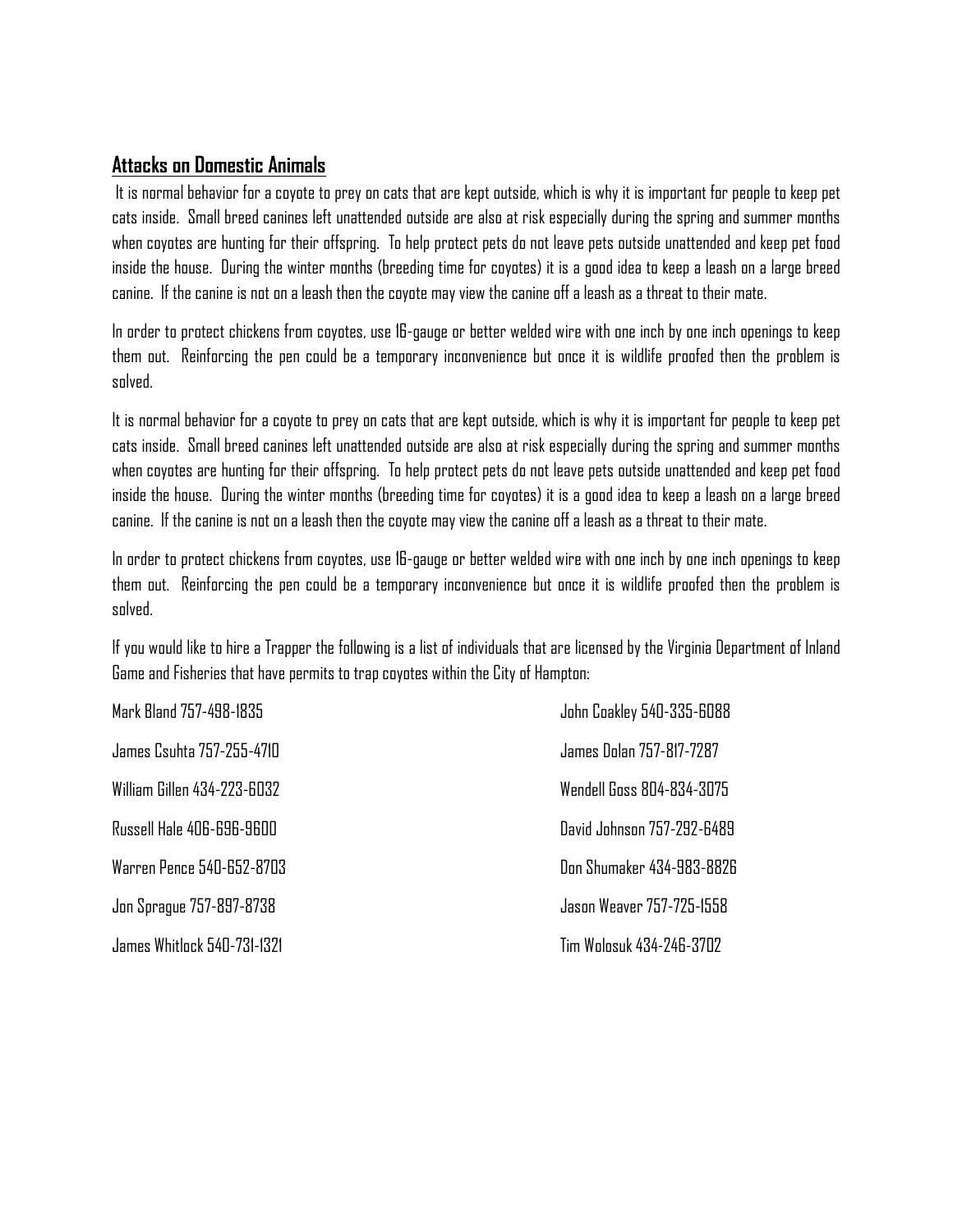## Attacks on Domestic Animals

It is normal behavior for a coyote to prey on cats that are kept outside, which is why it is important for people to keep pet cats inside. Small breed canines left unattended outside are also at risk especially during the spring and summer months when coyotes are hunting for their offspring. To help protect pets do not leave pets outside unattended and keep pet food inside the house. During the winter months (breeding time for coyotes) it is a good idea to keep a leash on a large breed canine. If the canine is not on a leash then the coyote may view the canine off a leash as a threat to their mate.

In order to protect chickens from coyotes, use 16-gauge or better welded wire with one inch by one inch openings to keep them out. Reinforcing the pen could be a temporary inconvenience but once it is wildlife proofed then the problem is solved.

It is normal behavior for a coyote to prey on cats that are kept outside, which is why it is important for people to keep pet cats inside. Small breed canines left unattended outside are also at risk especially during the spring and summer months when coyotes are hunting for their offspring. To help protect pets do not leave pets outside unattended and keep pet food inside the house. During the winter months (breeding time for coyotes) it is a good idea to keep a leash on a large breed canine. If the canine is not on a leash then the coyote may view the canine off a leash as a threat to their mate.

In order to protect chickens from coyotes, use 16-gauge or better welded wire with one inch by one inch openings to keep them out. Reinforcing the pen could be a temporary inconvenience but once it is wildlife proofed then the problem is solved.

If you would like to hire a Trapper the following is a list of individuals that are licensed by the Virginia Department of Inland Game and Fisheries that have permits to trap coyotes within the City of Hampton:

| | |
|---|---|
| Mark Bland 757-498-1835 | John Coakley 540-335-6088 |
| James Csuhta 757-255-4710 | James Dolan 757-817-7287 |
| William Gillen 434-223-6032 | Wendell Goss 804-834-3075 |
| Russell Hale 406-696-9600 | David Johnson 757-292-6489 |
| Warren Pence 540-652-8703 | Don Shumaker 434-983-8826 |
| Jon Sprague 757-897-8738 | Jason Weaver 757-725-1558 |
| James Whitlock 540-731-1321 | Tim Wolosuk 434-246-3702 |